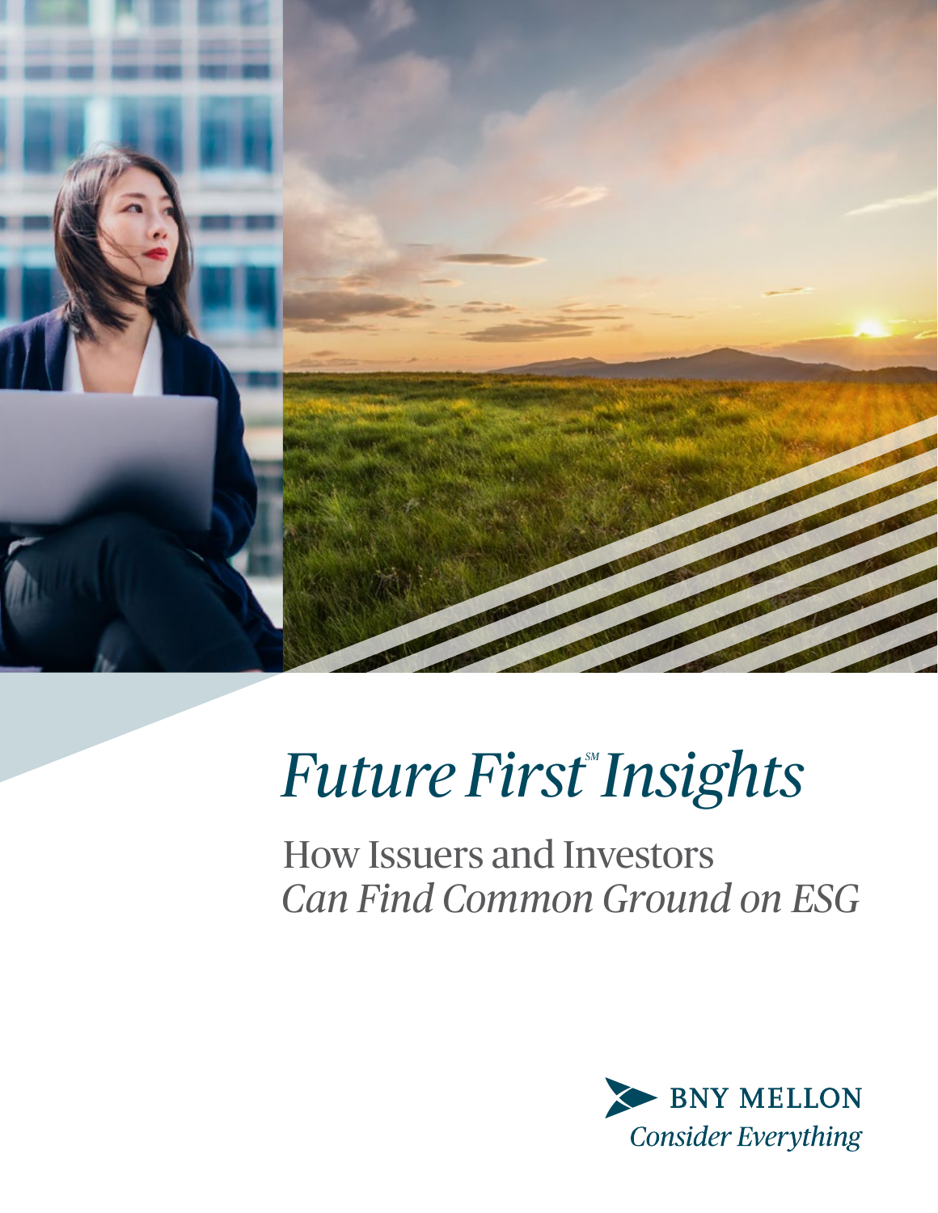# *Future First℠ Insights*

## How Issuers and Investors *Can Find Common Ground on ESG*

BNY MELLON

*Consider Everything*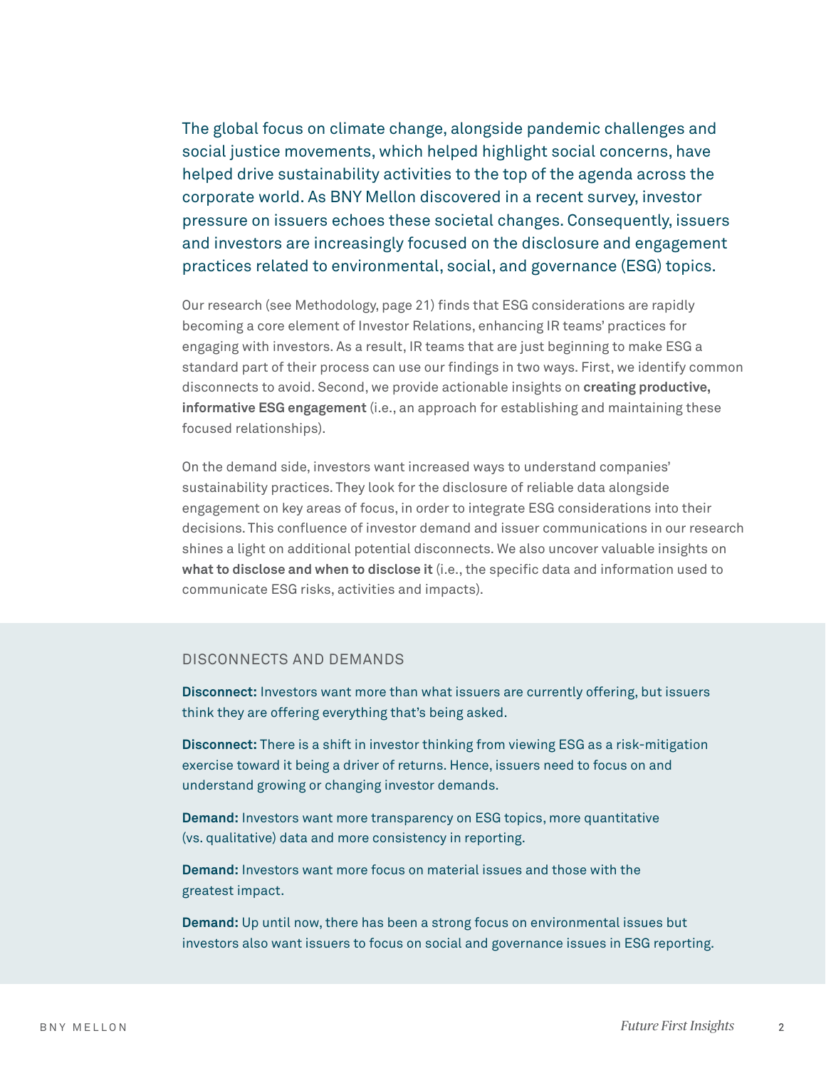The global focus on climate change, alongside pandemic challenges and social justice movements, which helped highlight social concerns, have helped drive sustainability activities to the top of the agenda across the corporate world. As BNY Mellon discovered in a recent survey, investor pressure on issuers echoes these societal changes. Consequently, issuers and investors are increasingly focused on the disclosure and engagement practices related to environmental, social, and governance (ESG) topics.

Our research (see Methodology, page 21) finds that ESG considerations are rapidly becoming a core element of Investor Relations, enhancing IR teams' practices for engaging with investors. As a result, IR teams that are just beginning to make ESG a standard part of their process can use our findings in two ways. First, we identify common disconnects to avoid. Second, we provide actionable insights on **creating productive, informative ESG engagement** (i.e., an approach for establishing and maintaining these focused relationships).

On the demand side, investors want increased ways to understand companies' sustainability practices. They look for the disclosure of reliable data alongside engagement on key areas of focus, in order to integrate ESG considerations into their decisions. This confluence of investor demand and issuer communications in our research shines a light on additional potential disconnects. We also uncover valuable insights on **what to disclose and when to disclose it** (i.e., the specific data and information used to communicate ESG risks, activities and impacts).

## DISCONNECTS AND DEMANDS

**Disconnect:** Investors want more than what issuers are currently offering, but issuers think they are offering everything that's being asked.

**Disconnect:** There is a shift in investor thinking from viewing ESG as a risk-mitigation exercise toward it being a driver of returns. Hence, issuers need to focus on and understand growing or changing investor demands.

**Demand:** Investors want more transparency on ESG topics, more quantitative (vs. qualitative) data and more consistency in reporting.

**Demand:** Investors want more focus on material issues and those with the greatest impact.

**Demand:** Up until now, there has been a strong focus on environmental issues but investors also want issuers to focus on social and governance issues in ESG reporting.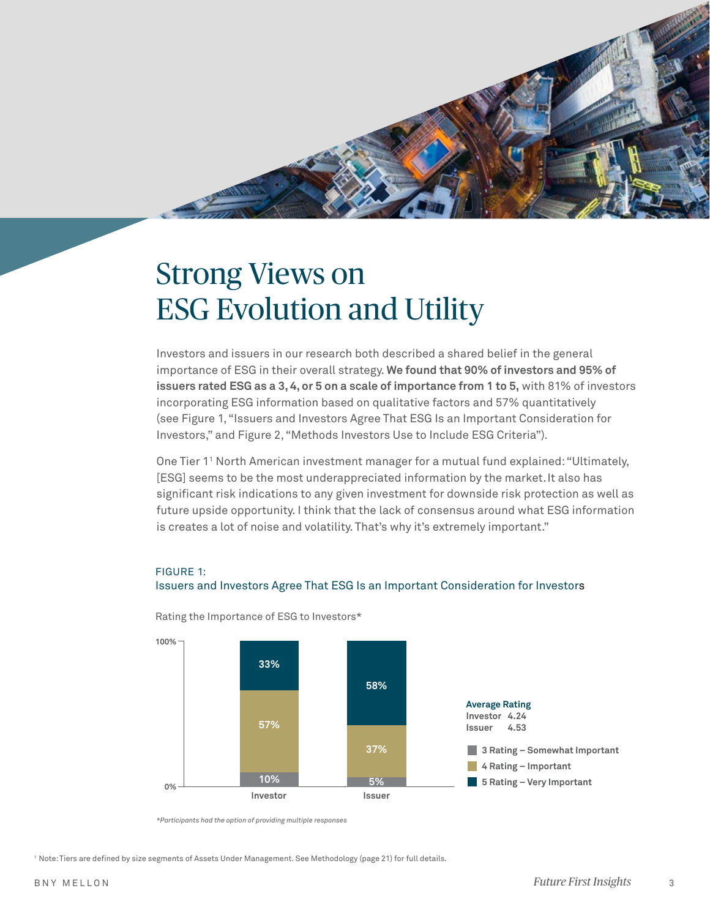# Strong Views on ESG Evolution and Utility

Investors and issuers in our research both described a shared belief in the general importance of ESG in their overall strategy. **We found that 90% of investors and 95% of issuers rated ESG as a 3, 4, or 5 on a scale of importance from 1 to 5,** with 81% of investors incorporating ESG information based on qualitative factors and 57% quantitatively (see Figure 1, "Issuers and Investors Agree That ESG Is an Important Consideration for Investors," and Figure 2, "Methods Investors Use to Include ESG Criteria").

One Tier 1[1] North American investment manager for a mutual fund explained: "Ultimately, [ESG] seems to be the most underappreciated information by the market. It also has significant risk indications to any given investment for downside risk protection as well as future upside opportunity. I think that the lack of consensus around what ESG information is creates a lot of noise and volatility. That's why it's extremely important."

FIGURE 1:
Issuers and Investors Agree That ESG Is an Important Consideration for Investors

Rating the Importance of ESG to Investors*

| | Investor | Issuer |
|---|---|---|
| 5 Rating – Very Important | 33% | 58% |
| 4 Rating – Important | 57% | 37% |
| 3 Rating – Somewhat Important | 10% | 5% |

**Average Rating**
Investor 4.24
Issuer 4.53

*\*Participants had the option of providing multiple responses*

[1] Note: Tiers are defined by size segments of Assets Under Management. See Methodology (page 21) for full details.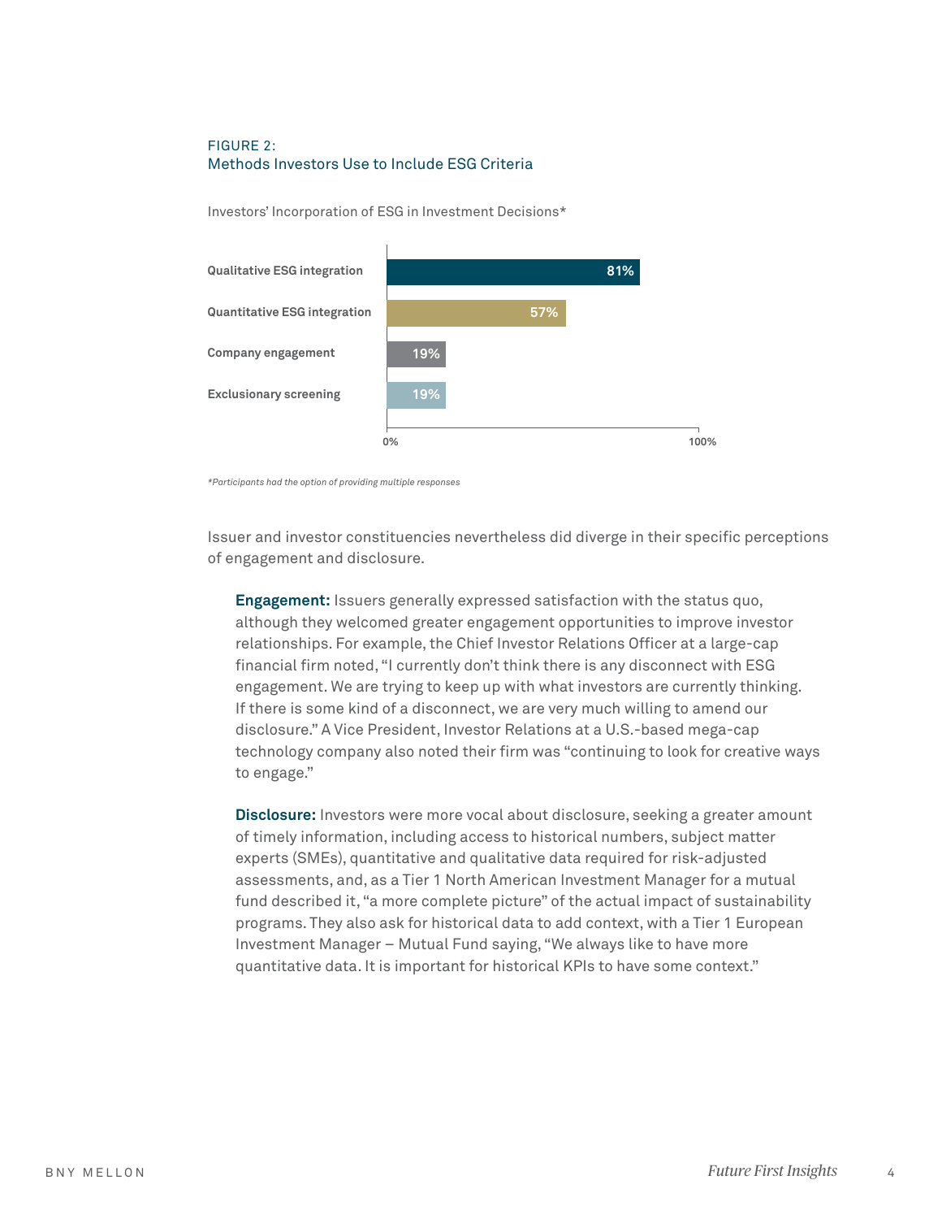FIGURE 2:
Methods Investors Use to Include ESG Criteria

Investors' Incorporation of ESG in Investment Decisions*

| Method | Percentage |
| --- | --- |
| Qualitative ESG integration | 81% |
| Quantitative ESG integration | 57% |
| Company engagement | 19% |
| Exclusionary screening | 19% |

*\*Participants had the option of providing multiple responses*

Issuer and investor constituencies nevertheless did diverge in their specific perceptions of engagement and disclosure.

**Engagement:** Issuers generally expressed satisfaction with the status quo, although they welcomed greater engagement opportunities to improve investor relationships. For example, the Chief Investor Relations Officer at a large-cap financial firm noted, "I currently don't think there is any disconnect with ESG engagement. We are trying to keep up with what investors are currently thinking. If there is some kind of a disconnect, we are very much willing to amend our disclosure." A Vice President, Investor Relations at a U.S.-based mega-cap technology company also noted their firm was "continuing to look for creative ways to engage."

**Disclosure:** Investors were more vocal about disclosure, seeking a greater amount of timely information, including access to historical numbers, subject matter experts (SMEs), quantitative and qualitative data required for risk-adjusted assessments, and, as a Tier 1 North American Investment Manager for a mutual fund described it, "a more complete picture" of the actual impact of sustainability programs. They also ask for historical data to add context, with a Tier 1 European Investment Manager – Mutual Fund saying, "We always like to have more quantitative data. It is important for historical KPIs to have some context."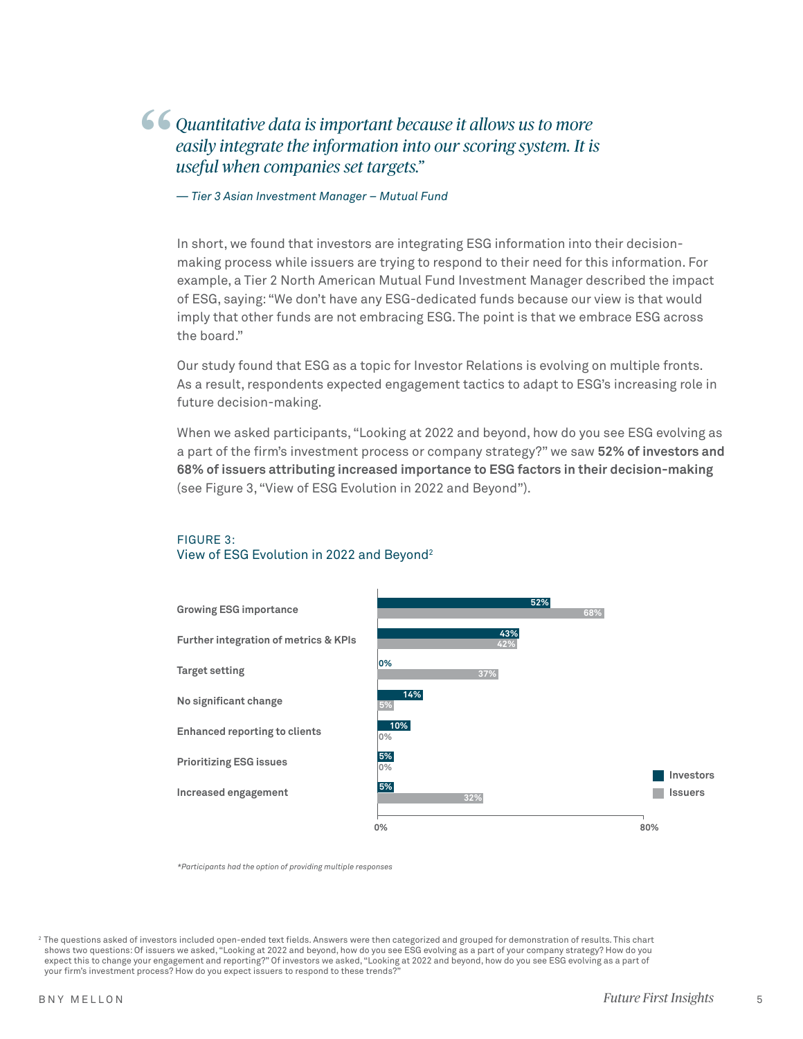> *"Quantitative data is important because it allows us to more easily integrate the information into our scoring system. It is useful when companies set targets."*
>
> *— Tier 3 Asian Investment Manager – Mutual Fund*

In short, we found that investors are integrating ESG information into their decision-making process while issuers are trying to respond to their need for this information. For example, a Tier 2 North American Mutual Fund Investment Manager described the impact of ESG, saying: "We don't have any ESG-dedicated funds because our view is that would imply that other funds are not embracing ESG. The point is that we embrace ESG across the board."

Our study found that ESG as a topic for Investor Relations is evolving on multiple fronts. As a result, respondents expected engagement tactics to adapt to ESG's increasing role in future decision-making.

When we asked participants, "Looking at 2022 and beyond, how do you see ESG evolving as a part of the firm's investment process or company strategy?" we saw **52% of investors and 68% of issuers attributing increased importance to ESG factors in their decision-making** (see Figure 3, "View of ESG Evolution in 2022 and Beyond").

FIGURE 3:
View of ESG Evolution in 2022 and Beyond[2]

| | Investors | Issuers |
|---|---|---|
| Growing ESG importance | 52% | 68% |
| Further integration of metrics & KPIs | 43% | 42% |
| Target setting | 0% | 37% |
| No significant change | 14% | 5% |
| Enhanced reporting to clients | 10% | 0% |
| Prioritizing ESG issues | 5% | 0% |
| Increased engagement | 5% | 32% |

*\*Participants had the option of providing multiple responses*

[2] The questions asked of investors included open-ended text fields. Answers were then categorized and grouped for demonstration of results. This chart shows two questions: Of issuers we asked, "Looking at 2022 and beyond, how do you see ESG evolving as a part of your company strategy? How do you expect this to change your engagement and reporting?" Of investors we asked, "Looking at 2022 and beyond, how do you see ESG evolving as a part of your firm's investment process? How do you expect issuers to respond to these trends?"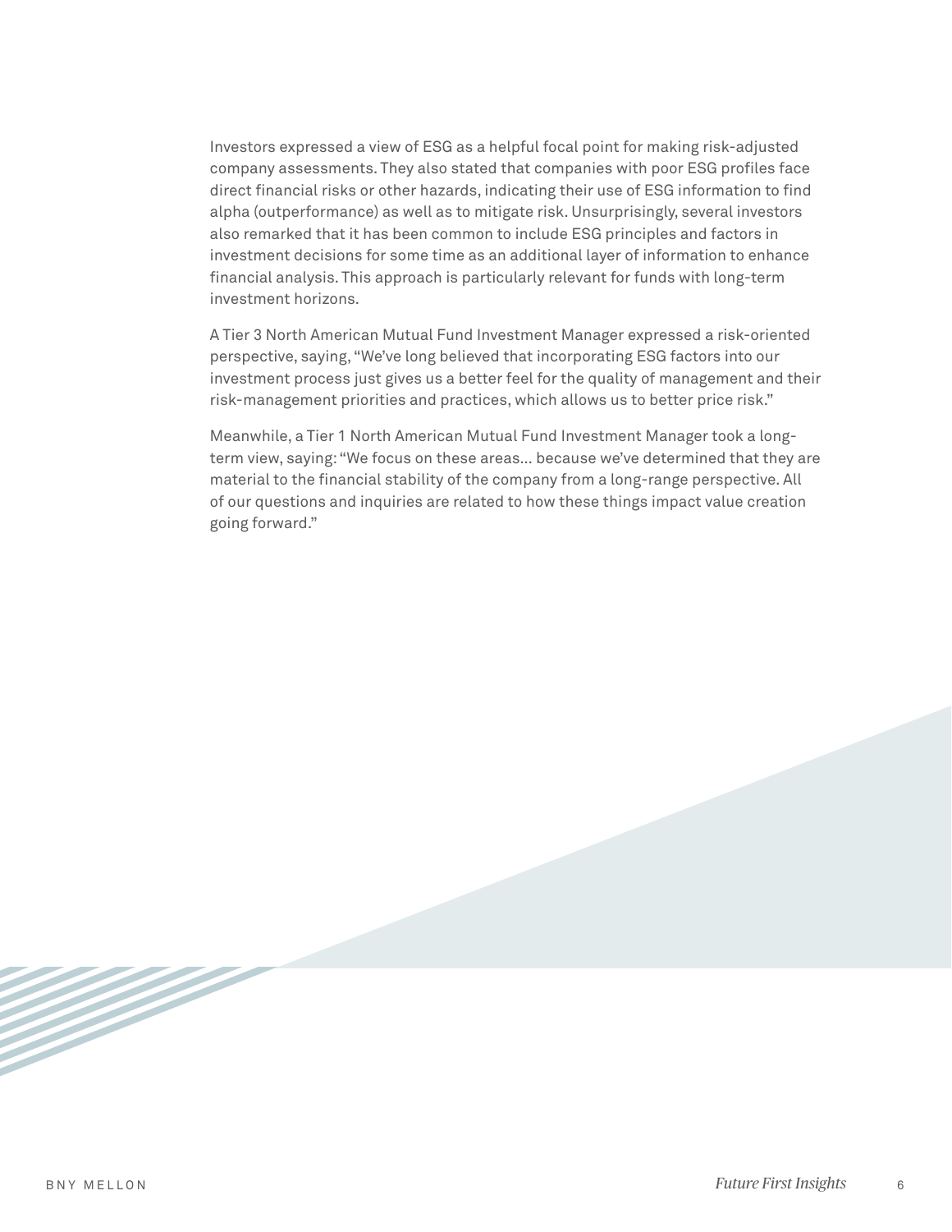Investors expressed a view of ESG as a helpful focal point for making risk-adjusted company assessments. They also stated that companies with poor ESG profiles face direct financial risks or other hazards, indicating their use of ESG information to find alpha (outperformance) as well as to mitigate risk. Unsurprisingly, several investors also remarked that it has been common to include ESG principles and factors in investment decisions for some time as an additional layer of information to enhance financial analysis. This approach is particularly relevant for funds with long-term investment horizons.

A Tier 3 North American Mutual Fund Investment Manager expressed a risk-oriented perspective, saying, "We've long believed that incorporating ESG factors into our investment process just gives us a better feel for the quality of management and their risk-management priorities and practices, which allows us to better price risk."

Meanwhile, a Tier 1 North American Mutual Fund Investment Manager took a long-term view, saying: "We focus on these areas… because we've determined that they are material to the financial stability of the company from a long-range perspective. All of our questions and inquiries are related to how these things impact value creation going forward."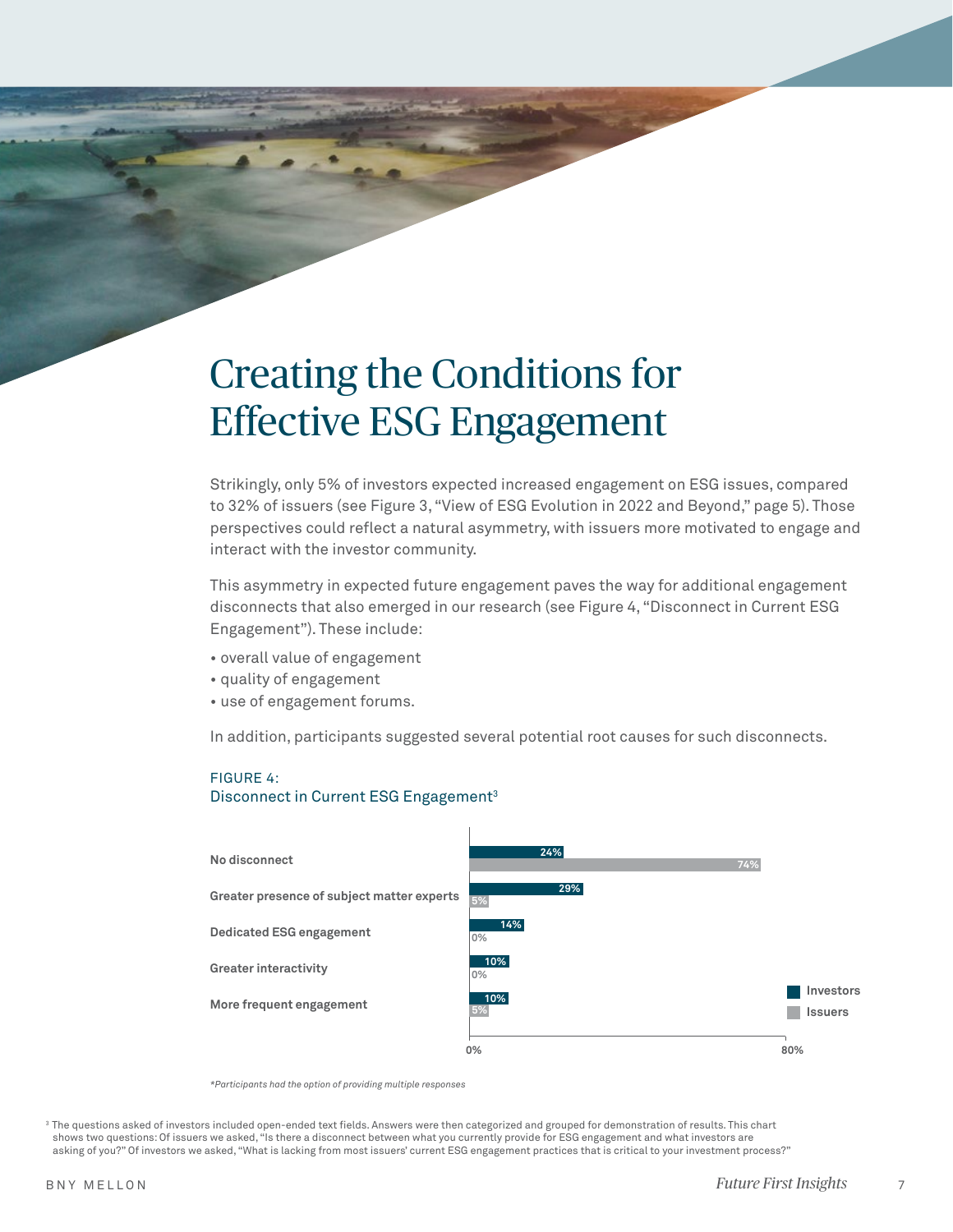# Creating the Conditions for Effective ESG Engagement

Strikingly, only 5% of investors expected increased engagement on ESG issues, compared to 32% of issuers (see Figure 3, "View of ESG Evolution in 2022 and Beyond," page 5). Those perspectives could reflect a natural asymmetry, with issuers more motivated to engage and interact with the investor community.

This asymmetry in expected future engagement paves the way for additional engagement disconnects that also emerged in our research (see Figure 4, "Disconnect in Current ESG Engagement"). These include:

- overall value of engagement
- quality of engagement
- use of engagement forums.

In addition, participants suggested several potential root causes for such disconnects.

FIGURE 4:
Disconnect in Current ESG Engagement[3]

| | Investors | Issuers |
|---|---|---|
| No disconnect | 24% | 74% |
| Greater presence of subject matter experts | 29% | 5% |
| Dedicated ESG engagement | 14% | 0% |
| Greater interactivity | 10% | 0% |
| More frequent engagement | 10% | 5% |

*Participants had the option of providing multiple responses

[3] The questions asked of investors included open-ended text fields. Answers were then categorized and grouped for demonstration of results. This chart shows two questions: Of issuers we asked, "Is there a disconnect between what you currently provide for ESG engagement and what investors are asking of you?" Of investors we asked, "What is lacking from most issuers' current ESG engagement practices that is critical to your investment process?"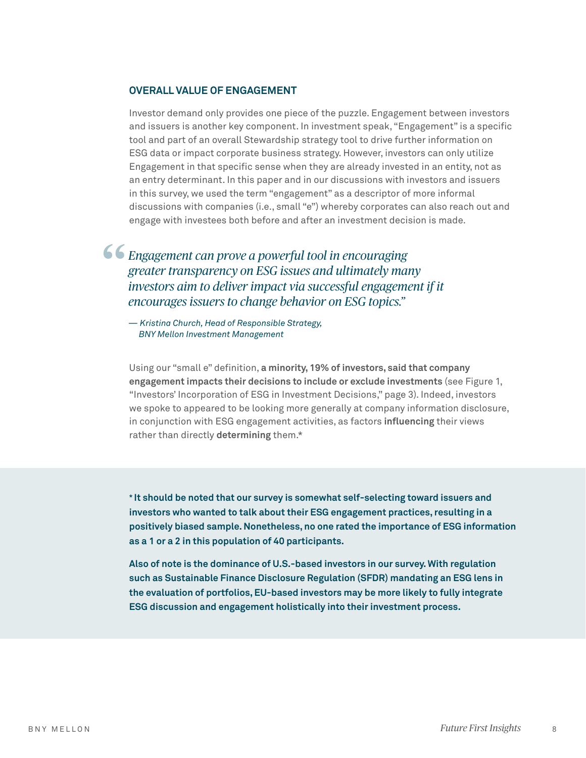## OVERALL VALUE OF ENGAGEMENT

Investor demand only provides one piece of the puzzle. Engagement between investors and issuers is another key component. In investment speak, "Engagement" is a specific tool and part of an overall Stewardship strategy tool to drive further information on ESG data or impact corporate business strategy. However, investors can only utilize Engagement in that specific sense when they are already invested in an entity, not as an entry determinant. In this paper and in our discussions with investors and issuers in this survey, we used the term "engagement" as a descriptor of more informal discussions with companies (i.e., small "e") whereby corporates can also reach out and engage with investees both before and after an investment decision is made.

> *"Engagement can prove a powerful tool in encouraging greater transparency on ESG issues and ultimately many investors aim to deliver impact via successful engagement if it encourages issuers to change behavior on ESG topics."*
>
> *— Kristina Church, Head of Responsible Strategy, BNY Mellon Investment Management*

Using our "small e" definition, **a minority, 19% of investors, said that company engagement impacts their decisions to include or exclude investments** (see Figure 1, "Investors' Incorporation of ESG in Investment Decisions," page 3). Indeed, investors we spoke to appeared to be looking more generally at company information disclosure, in conjunction with ESG engagement activities, as factors **influencing** their views rather than directly **determining** them.*

**\* It should be noted that our survey is somewhat self-selecting toward issuers and investors who wanted to talk about their ESG engagement practices, resulting in a positively biased sample. Nonetheless, no one rated the importance of ESG information as a 1 or a 2 in this population of 40 participants.**

**Also of note is the dominance of U.S.-based investors in our survey. With regulation such as Sustainable Finance Disclosure Regulation (SFDR) mandating an ESG lens in the evaluation of portfolios, EU-based investors may be more likely to fully integrate ESG discussion and engagement holistically into their investment process.**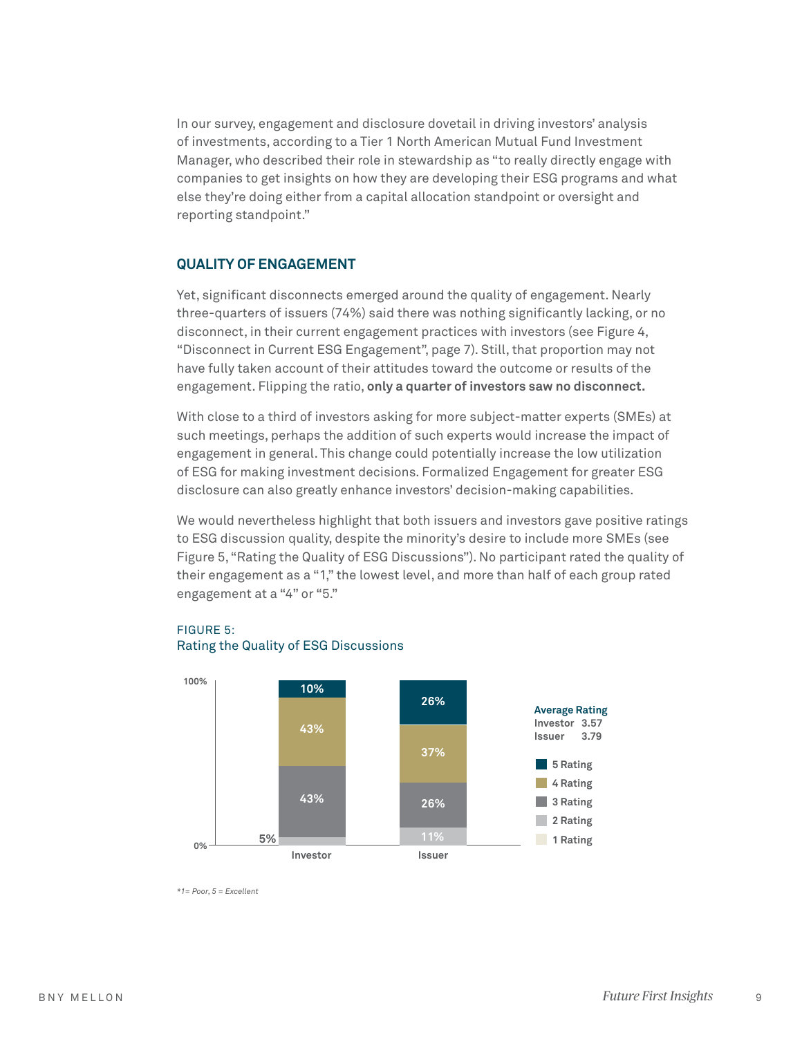In our survey, engagement and disclosure dovetail in driving investors' analysis of investments, according to a Tier 1 North American Mutual Fund Investment Manager, who described their role in stewardship as "to really directly engage with companies to get insights on how they are developing their ESG programs and what else they're doing either from a capital allocation standpoint or oversight and reporting standpoint."

## QUALITY OF ENGAGEMENT

Yet, significant disconnects emerged around the quality of engagement. Nearly three-quarters of issuers (74%) said there was nothing significantly lacking, or no disconnect, in their current engagement practices with investors (see Figure 4, "Disconnect in Current ESG Engagement", page 7). Still, that proportion may not have fully taken account of their attitudes toward the outcome or results of the engagement. Flipping the ratio, **only a quarter of investors saw no disconnect.**

With close to a third of investors asking for more subject-matter experts (SMEs) at such meetings, perhaps the addition of such experts would increase the impact of engagement in general. This change could potentially increase the low utilization of ESG for making investment decisions. Formalized Engagement for greater ESG disclosure can also greatly enhance investors' decision-making capabilities.

We would nevertheless highlight that both issuers and investors gave positive ratings to ESG discussion quality, despite the minority's desire to include more SMEs (see Figure 5, "Rating the Quality of ESG Discussions"). No participant rated the quality of their engagement as a "1," the lowest level, and more than half of each group rated engagement at a "4" or "5."

FIGURE 5:
Rating the Quality of ESG Discussions

| Rating | Investor | Issuer |
|---|---|---|
| 5 Rating | 10% | 26% |
| 4 Rating | 43% | 37% |
| 3 Rating | 43% | 26% |
| 2 Rating | 5% | 11% |
| 1 Rating | | |

**Average Rating**
Investor 3.57
Issuer 3.79

*\*1= Poor, 5 = Excellent*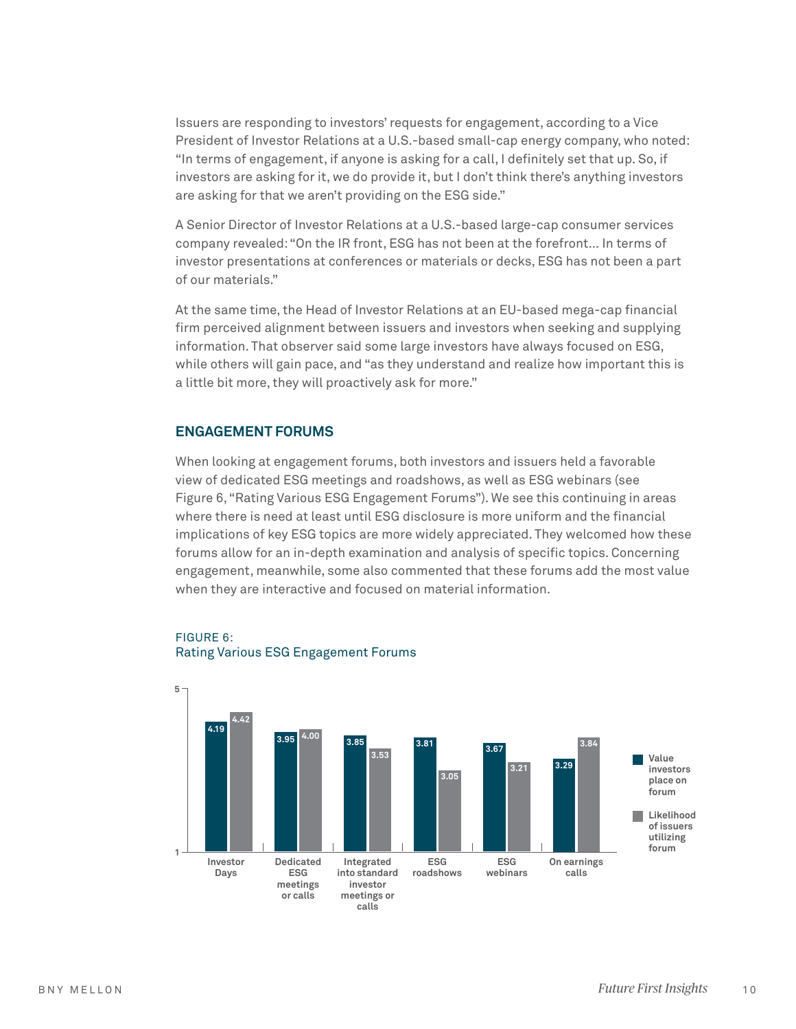Issuers are responding to investors' requests for engagement, according to a Vice President of Investor Relations at a U.S.-based small-cap energy company, who noted: "In terms of engagement, if anyone is asking for a call, I definitely set that up. So, if investors are asking for it, we do provide it, but I don't think there's anything investors are asking for that we aren't providing on the ESG side."

A Senior Director of Investor Relations at a U.S.-based large-cap consumer services company revealed: "On the IR front, ESG has not been at the forefront… In terms of investor presentations at conferences or materials or decks, ESG has not been a part of our materials."

At the same time, the Head of Investor Relations at an EU-based mega-cap financial firm perceived alignment between issuers and investors when seeking and supplying information. That observer said some large investors have always focused on ESG, while others will gain pace, and "as they understand and realize how important this is a little bit more, they will proactively ask for more."

## ENGAGEMENT FORUMS

When looking at engagement forums, both investors and issuers held a favorable view of dedicated ESG meetings and roadshows, as well as ESG webinars (see Figure 6, "Rating Various ESG Engagement Forums"). We see this continuing in areas where there is need at least until ESG disclosure is more uniform and the financial implications of key ESG topics are more widely appreciated. They welcomed how these forums allow for an in-depth examination and analysis of specific topics. Concerning engagement, meanwhile, some also commented that these forums add the most value when they are interactive and focused on material information.

FIGURE 6:
Rating Various ESG Engagement Forums

| Forum | Value investors place on forum | Likelihood of issuers utilizing forum |
|---|---|---|
| Investor Days | 4.19 | 4.42 |
| Dedicated ESG meetings or calls | 3.95 | 4.00 |
| Integrated into standard investor meetings or calls | 3.85 | 3.53 |
| ESG roadshows | 3.81 | 3.05 |
| ESG webinars | 3.67 | 3.21 |
| On earnings calls | 3.29 | 3.84 |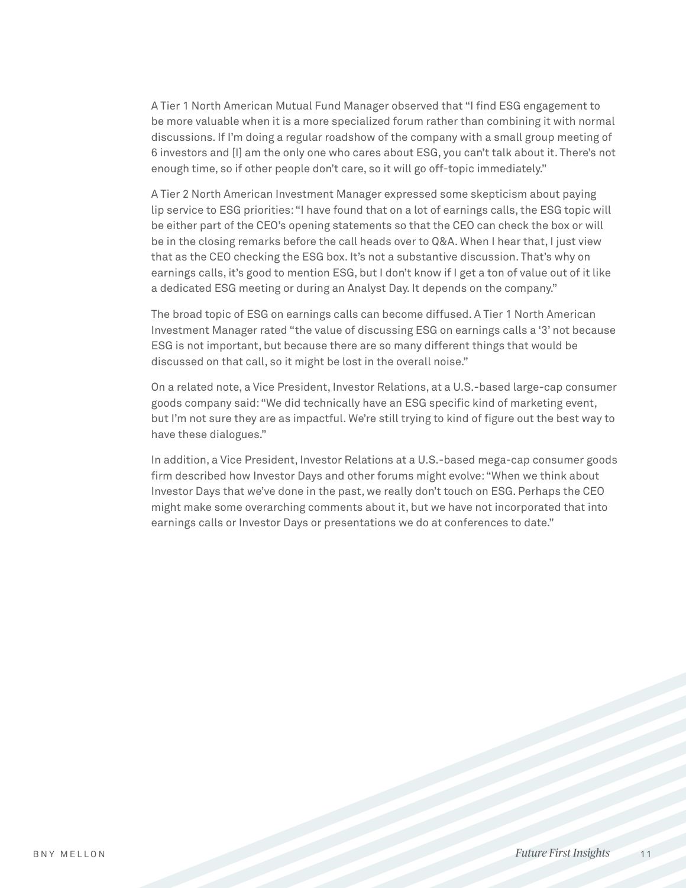A Tier 1 North American Mutual Fund Manager observed that "I find ESG engagement to be more valuable when it is a more specialized forum rather than combining it with normal discussions. If I'm doing a regular roadshow of the company with a small group meeting of 6 investors and [I] am the only one who cares about ESG, you can't talk about it. There's not enough time, so if other people don't care, so it will go off-topic immediately."

A Tier 2 North American Investment Manager expressed some skepticism about paying lip service to ESG priorities: "I have found that on a lot of earnings calls, the ESG topic will be either part of the CEO's opening statements so that the CEO can check the box or will be in the closing remarks before the call heads over to Q&A. When I hear that, I just view that as the CEO checking the ESG box. It's not a substantive discussion. That's why on earnings calls, it's good to mention ESG, but I don't know if I get a ton of value out of it like a dedicated ESG meeting or during an Analyst Day. It depends on the company."

The broad topic of ESG on earnings calls can become diffused. A Tier 1 North American Investment Manager rated "the value of discussing ESG on earnings calls a '3' not because ESG is not important, but because there are so many different things that would be discussed on that call, so it might be lost in the overall noise."

On a related note, a Vice President, Investor Relations, at a U.S.-based large-cap consumer goods company said: "We did technically have an ESG specific kind of marketing event, but I'm not sure they are as impactful. We're still trying to kind of figure out the best way to have these dialogues."

In addition, a Vice President, Investor Relations at a U.S.-based mega-cap consumer goods firm described how Investor Days and other forums might evolve: "When we think about Investor Days that we've done in the past, we really don't touch on ESG. Perhaps the CEO might make some overarching comments about it, but we have not incorporated that into earnings calls or Investor Days or presentations we do at conferences to date."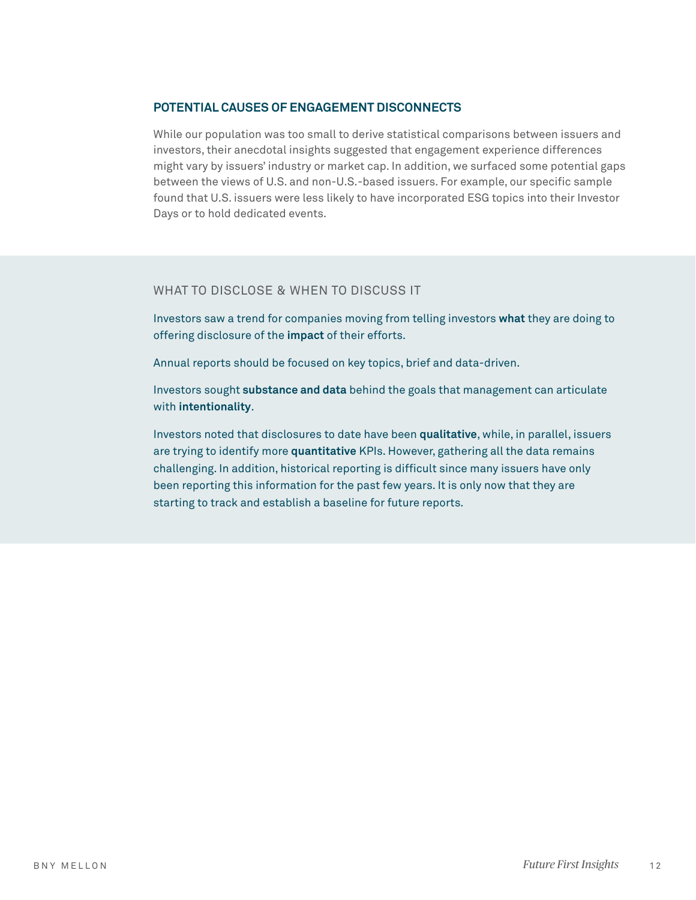### POTENTIAL CAUSES OF ENGAGEMENT DISCONNECTS

While our population was too small to derive statistical comparisons between issuers and investors, their anecdotal insights suggested that engagement experience differences might vary by issuers' industry or market cap. In addition, we surfaced some potential gaps between the views of U.S. and non-U.S.-based issuers. For example, our specific sample found that U.S. issuers were less likely to have incorporated ESG topics into their Investor Days or to hold dedicated events.

### WHAT TO DISCLOSE & WHEN TO DISCUSS IT

Investors saw a trend for companies moving from telling investors **what** they are doing to offering disclosure of the **impact** of their efforts.

Annual reports should be focused on key topics, brief and data-driven.

Investors sought **substance and data** behind the goals that management can articulate with **intentionality**.

Investors noted that disclosures to date have been **qualitative**, while, in parallel, issuers are trying to identify more **quantitative** KPIs. However, gathering all the data remains challenging. In addition, historical reporting is difficult since many issuers have only been reporting this information for the past few years. It is only now that they are starting to track and establish a baseline for future reports.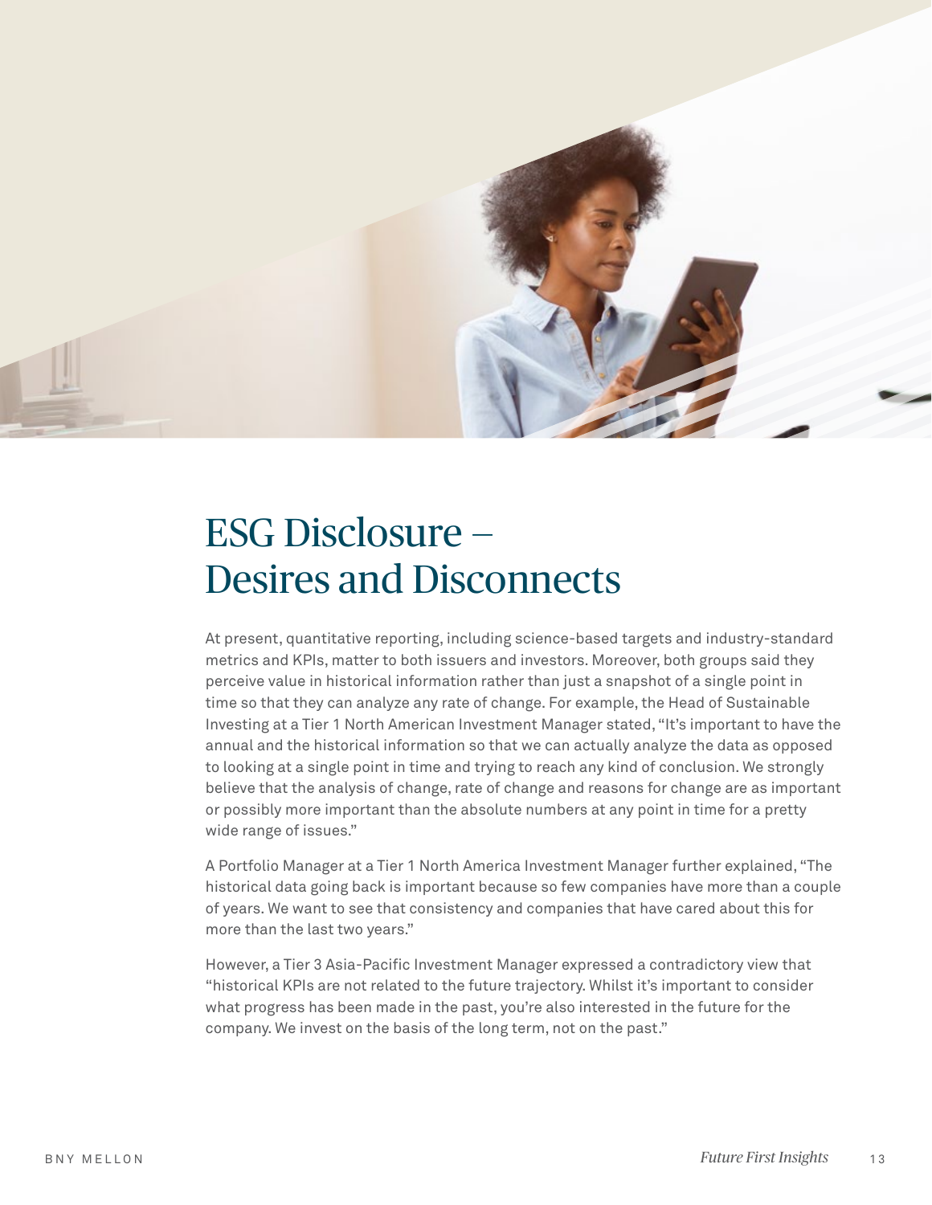# ESG Disclosure – Desires and Disconnects

At present, quantitative reporting, including science-based targets and industry-standard metrics and KPIs, matter to both issuers and investors. Moreover, both groups said they perceive value in historical information rather than just a snapshot of a single point in time so that they can analyze any rate of change. For example, the Head of Sustainable Investing at a Tier 1 North American Investment Manager stated, "It's important to have the annual and the historical information so that we can actually analyze the data as opposed to looking at a single point in time and trying to reach any kind of conclusion. We strongly believe that the analysis of change, rate of change and reasons for change are as important or possibly more important than the absolute numbers at any point in time for a pretty wide range of issues."

A Portfolio Manager at a Tier 1 North America Investment Manager further explained, "The historical data going back is important because so few companies have more than a couple of years. We want to see that consistency and companies that have cared about this for more than the last two years."

However, a Tier 3 Asia-Pacific Investment Manager expressed a contradictory view that "historical KPIs are not related to the future trajectory. Whilst it's important to consider what progress has been made in the past, you're also interested in the future for the company. We invest on the basis of the long term, not on the past."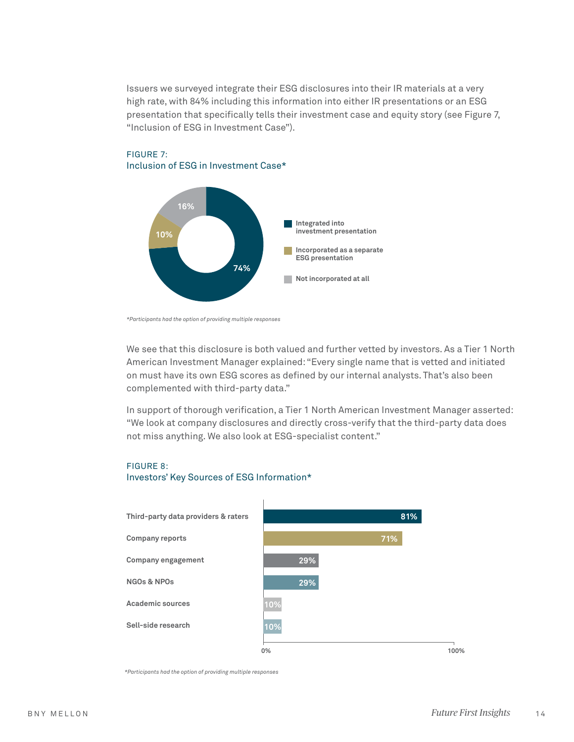Issuers we surveyed integrate their ESG disclosures into their IR materials at a very high rate, with 84% including this information into either IR presentations or an ESG presentation that specifically tells their investment case and equity story (see Figure 7, "Inclusion of ESG in Investment Case").

FIGURE 7:
Inclusion of ESG in Investment Case*

| Category | Percentage |
|---|---|
| Integrated into investment presentation | 74% |
| Incorporated as a separate ESG presentation | 10% |
| Not incorporated at all | 16% |

*Participants had the option of providing multiple responses*

We see that this disclosure is both valued and further vetted by investors. As a Tier 1 North American Investment Manager explained: "Every single name that is vetted and initiated on must have its own ESG scores as defined by our internal analysts. That's also been complemented with third-party data."

In support of thorough verification, a Tier 1 North American Investment Manager asserted: "We look at company disclosures and directly cross-verify that the third-party data does not miss anything. We also look at ESG-specialist content."

FIGURE 8:
Investors' Key Sources of ESG Information*

| Source | Percentage |
|---|---|
| Third-party data providers & raters | 81% |
| Company reports | 71% |
| Company engagement | 29% |
| NGOs & NPOs | 29% |
| Academic sources | 10% |
| Sell-side research | 10% |

*Participants had the option of providing multiple responses*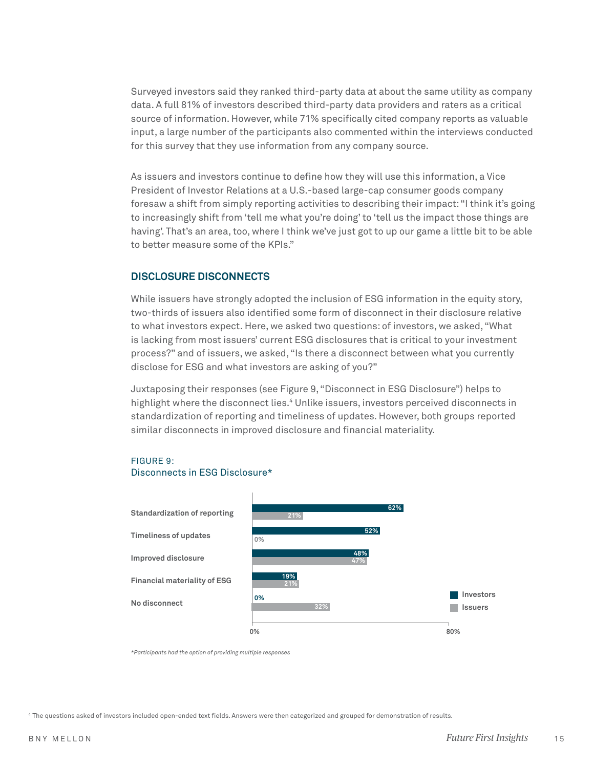Surveyed investors said they ranked third-party data at about the same utility as company data. A full 81% of investors described third-party data providers and raters as a critical source of information. However, while 71% specifically cited company reports as valuable input, a large number of the participants also commented within the interviews conducted for this survey that they use information from any company source.

As issuers and investors continue to define how they will use this information, a Vice President of Investor Relations at a U.S.-based large-cap consumer goods company foresaw a shift from simply reporting activities to describing their impact: "I think it's going to increasingly shift from 'tell me what you're doing' to 'tell us the impact those things are having'. That's an area, too, where I think we've just got to up our game a little bit to be able to better measure some of the KPIs."

## DISCLOSURE DISCONNECTS

While issuers have strongly adopted the inclusion of ESG information in the equity story, two-thirds of issuers also identified some form of disconnect in their disclosure relative to what investors expect. Here, we asked two questions: of investors, we asked, "What is lacking from most issuers' current ESG disclosures that is critical to your investment process?" and of issuers, we asked, "Is there a disconnect between what you currently disclose for ESG and what investors are asking of you?"

Juxtaposing their responses (see Figure 9, "Disconnect in ESG Disclosure") helps to highlight where the disconnect lies.[4] Unlike issuers, investors perceived disconnects in standardization of reporting and timeliness of updates. However, both groups reported similar disconnects in improved disclosure and financial materiality.

FIGURE 9:
Disconnects in ESG Disclosure*

| | Investors | Issuers |
|---|---|---|
| Standardization of reporting | 62% | 21% |
| Timeliness of updates | 52% | 0% |
| Improved disclosure | 48% | 47% |
| Financial materiality of ESG | 19% | 21% |
| No disconnect | 0% | 32% |

*Participants had the option of providing multiple responses*

[4] The questions asked of investors included open-ended text fields. Answers were then categorized and grouped for demonstration of results.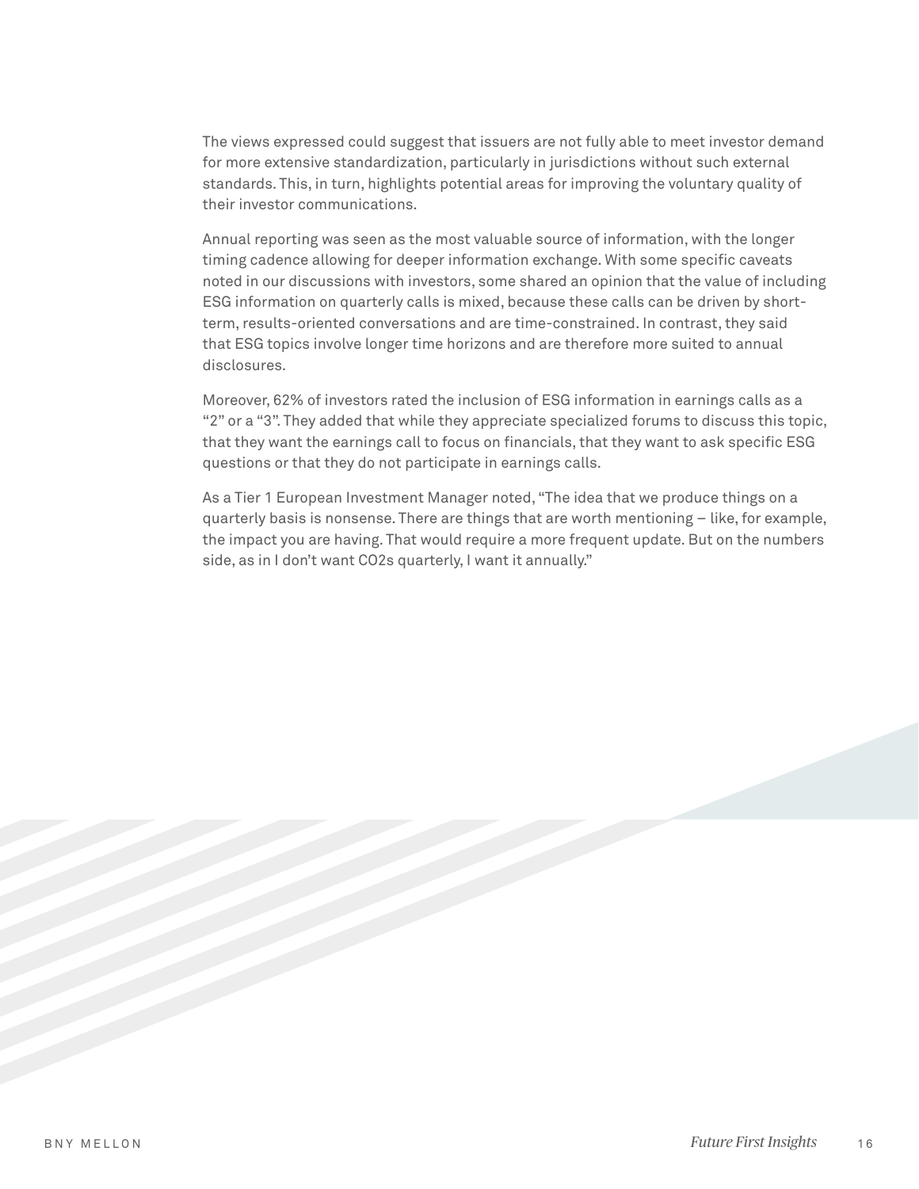The views expressed could suggest that issuers are not fully able to meet investor demand for more extensive standardization, particularly in jurisdictions without such external standards. This, in turn, highlights potential areas for improving the voluntary quality of their investor communications.

Annual reporting was seen as the most valuable source of information, with the longer timing cadence allowing for deeper information exchange. With some specific caveats noted in our discussions with investors, some shared an opinion that the value of including ESG information on quarterly calls is mixed, because these calls can be driven by short-term, results-oriented conversations and are time-constrained. In contrast, they said that ESG topics involve longer time horizons and are therefore more suited to annual disclosures.

Moreover, 62% of investors rated the inclusion of ESG information in earnings calls as a "2" or a "3". They added that while they appreciate specialized forums to discuss this topic, that they want the earnings call to focus on financials, that they want to ask specific ESG questions or that they do not participate in earnings calls.

As a Tier 1 European Investment Manager noted, "The idea that we produce things on a quarterly basis is nonsense. There are things that are worth mentioning – like, for example, the impact you are having. That would require a more frequent update. But on the numbers side, as in I don't want $CO_2$s quarterly, I want it annually."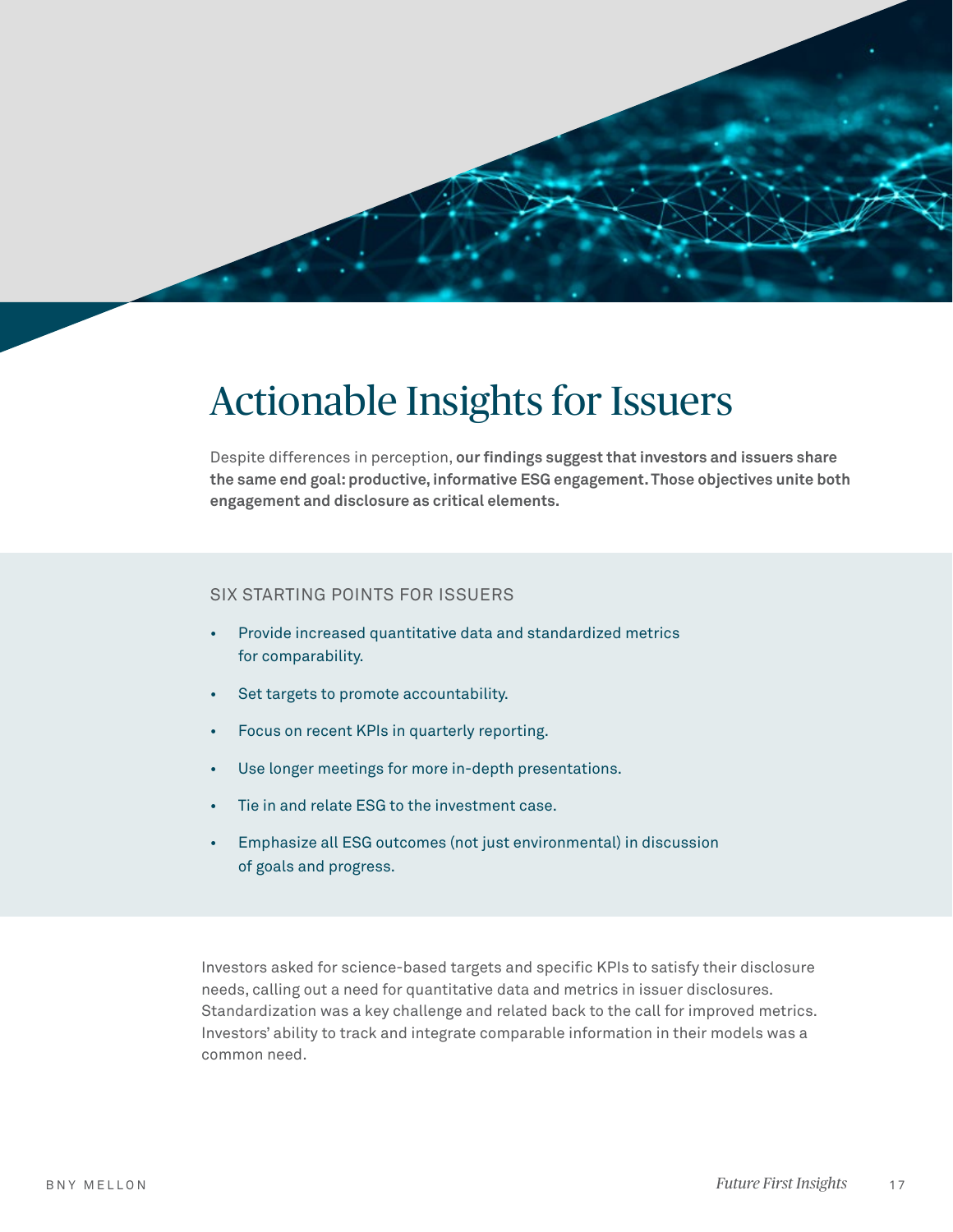# Actionable Insights for Issuers

Despite differences in perception, **our findings suggest that investors and issuers share the same end goal: productive, informative ESG engagement. Those objectives unite both engagement and disclosure as critical elements.**

SIX STARTING POINTS FOR ISSUERS

- Provide increased quantitative data and standardized metrics for comparability.
- Set targets to promote accountability.
- Focus on recent KPIs in quarterly reporting.
- Use longer meetings for more in-depth presentations.
- Tie in and relate ESG to the investment case.
- Emphasize all ESG outcomes (not just environmental) in discussion of goals and progress.

Investors asked for science-based targets and specific KPIs to satisfy their disclosure needs, calling out a need for quantitative data and metrics in issuer disclosures. Standardization was a key challenge and related back to the call for improved metrics. Investors' ability to track and integrate comparable information in their models was a common need.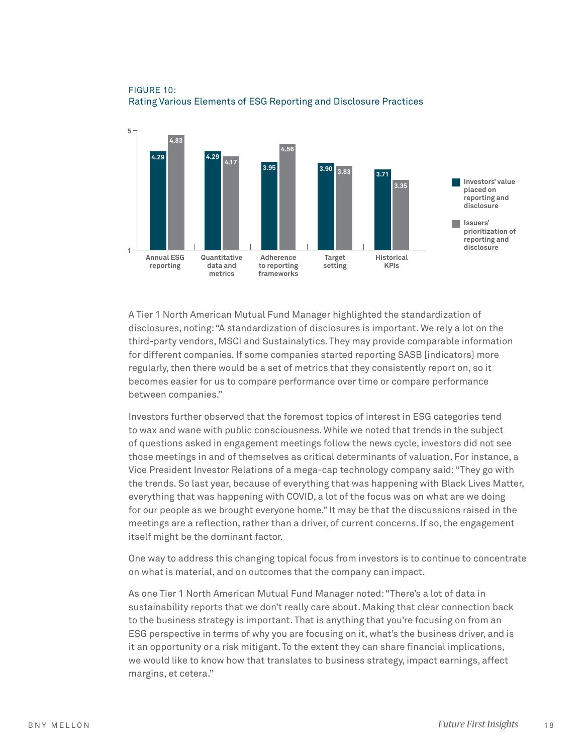FIGURE 10:
Rating Various Elements of ESG Reporting and Disclosure Practices

| | Investors' value placed on reporting and disclosure | Issuers' prioritization of reporting and disclosure |
|---|---|---|
| Annual ESG reporting | 4.29 | 4.83 |
| Quantitative data and metrics | 4.29 | 4.17 |
| Adherence to reporting frameworks | 3.95 | 4.56 |
| Target setting | 3.90 | 3.83 |
| Historical KPIs | 3.71 | 3.35 |

A Tier 1 North American Mutual Fund Manager highlighted the standardization of disclosures, noting: "A standardization of disclosures is important. We rely a lot on the third-party vendors, MSCI and Sustainalytics. They may provide comparable information for different companies. If some companies started reporting SASB [indicators] more regularly, then there would be a set of metrics that they consistently report on, so it becomes easier for us to compare performance over time or compare performance between companies."

Investors further observed that the foremost topics of interest in ESG categories tend to wax and wane with public consciousness. While we noted that trends in the subject of questions asked in engagement meetings follow the news cycle, investors did not see those meetings in and of themselves as critical determinants of valuation. For instance, a Vice President Investor Relations of a mega-cap technology company said: "They go with the trends. So last year, because of everything that was happening with Black Lives Matter, everything that was happening with COVID, a lot of the focus was on what are we doing for our people as we brought everyone home." It may be that the discussions raised in the meetings are a reflection, rather than a driver, of current concerns. If so, the engagement itself might be the dominant factor.

One way to address this changing topical focus from investors is to continue to concentrate on what is material, and on outcomes that the company can impact.

As one Tier 1 North American Mutual Fund Manager noted: "There's a lot of data in sustainability reports that we don't really care about. Making that clear connection back to the business strategy is important. That is anything that you're focusing on from an ESG perspective in terms of why you are focusing on it, what's the business driver, and is it an opportunity or a risk mitigant. To the extent they can share financial implications, we would like to know how that translates to business strategy, impact earnings, affect margins, et cetera."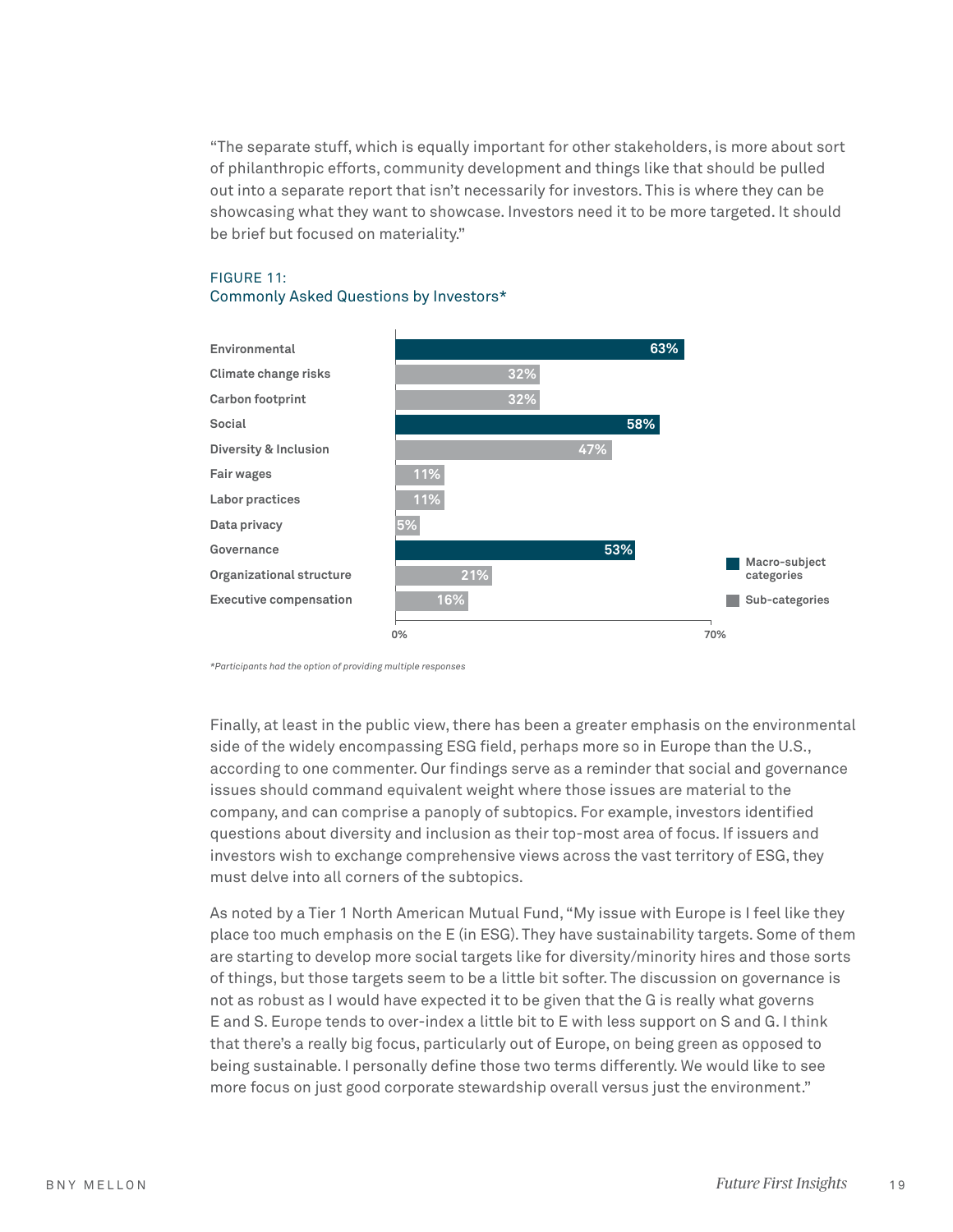"The separate stuff, which is equally important for other stakeholders, is more about sort of philanthropic efforts, community development and things like that should be pulled out into a separate report that isn't necessarily for investors. This is where they can be showcasing what they want to showcase. Investors need it to be more targeted. It should be brief but focused on materiality."

FIGURE 11:
Commonly Asked Questions by Investors*

| Category | Type | Percentage |
|---|---|---|
| Environmental | Macro-subject category | 63% |
| Climate change risks | Sub-category | 32% |
| Carbon footprint | Sub-category | 32% |
| Social | Macro-subject category | 58% |
| Diversity & Inclusion | Sub-category | 47% |
| Fair wages | Sub-category | 11% |
| Labor practices | Sub-category | 11% |
| Data privacy | Sub-category | 5% |
| Governance | Macro-subject category | 53% |
| Organizational structure | Sub-category | 21% |
| Executive compensation | Sub-category | 16% |

*Participants had the option of providing multiple responses*

Finally, at least in the public view, there has been a greater emphasis on the environmental side of the widely encompassing ESG field, perhaps more so in Europe than the U.S., according to one commenter. Our findings serve as a reminder that social and governance issues should command equivalent weight where those issues are material to the company, and can comprise a panoply of subtopics. For example, investors identified questions about diversity and inclusion as their top-most area of focus. If issuers and investors wish to exchange comprehensive views across the vast territory of ESG, they must delve into all corners of the subtopics.

As noted by a Tier 1 North American Mutual Fund, "My issue with Europe is I feel like they place too much emphasis on the E (in ESG). They have sustainability targets. Some of them are starting to develop more social targets like for diversity/minority hires and those sorts of things, but those targets seem to be a little bit softer. The discussion on governance is not as robust as I would have expected it to be given that the G is really what governs E and S. Europe tends to over-index a little bit to E with less support on S and G. I think that there's a really big focus, particularly out of Europe, on being green as opposed to being sustainable. I personally define those two terms differently. We would like to see more focus on just good corporate stewardship overall versus just the environment."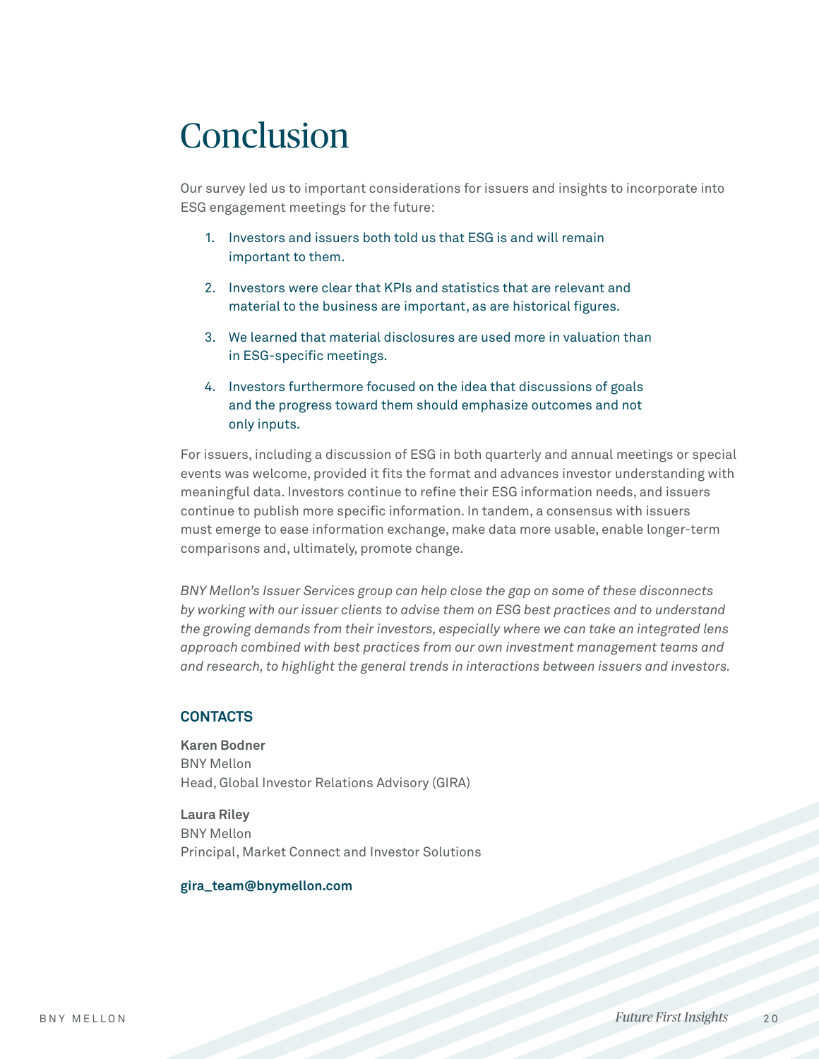# Conclusion

Our survey led us to important considerations for issuers and insights to incorporate into ESG engagement meetings for the future:

1. Investors and issuers both told us that ESG is and will remain important to them.
2. Investors were clear that KPIs and statistics that are relevant and material to the business are important, as are historical figures.
3. We learned that material disclosures are used more in valuation than in ESG-specific meetings.
4. Investors furthermore focused on the idea that discussions of goals and the progress toward them should emphasize outcomes and not only inputs.

For issuers, including a discussion of ESG in both quarterly and annual meetings or special events was welcome, provided it fits the format and advances investor understanding with meaningful data. Investors continue to refine their ESG information needs, and issuers continue to publish more specific information. In tandem, a consensus with issuers must emerge to ease information exchange, make data more usable, enable longer-term comparisons and, ultimately, promote change.

*BNY Mellon's Issuer Services group can help close the gap on some of these disconnects by working with our issuer clients to advise them on ESG best practices and to understand the growing demands from their investors, especially where we can take an integrated lens approach combined with best practices from our own investment management teams and and research, to highlight the general trends in interactions between issuers and investors.*

## CONTACTS

**Karen Bodner**
BNY Mellon
Head, Global Investor Relations Advisory (GIRA)

**Laura Riley**
BNY Mellon
Principal, Market Connect and Investor Solutions

**gira_team@bnymellon.com**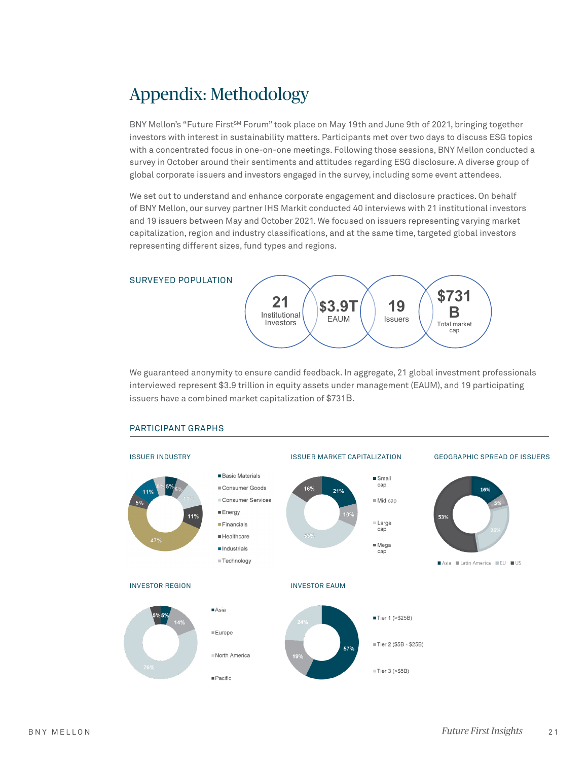# Appendix: Methodology

BNY Mellon's "Future First℠ Forum" took place on May 19th and June 9th of 2021, bringing together investors with interest in sustainability matters. Participants met over two days to discuss ESG topics with a concentrated focus in one-on-one meetings. Following those sessions, BNY Mellon conducted a survey in October around their sentiments and attitudes regarding ESG disclosure. A diverse group of global corporate issuers and investors engaged in the survey, including some event attendees.

We set out to understand and enhance corporate engagement and disclosure practices. On behalf of BNY Mellon, our survey partner IHS Markit conducted 40 interviews with 21 institutional investors and 19 issuers between May and October 2021. We focused on issuers representing varying market capitalization, region and industry classifications, and at the same time, targeted global investors representing different sizes, fund types and regions.

## SURVEYED POPULATION

- **21** Institutional Investors
- **$3.9T** EAUM
- **19** Issuers
- **$731 B** Total market cap

We guaranteed anonymity to ensure candid feedback. In aggregate, 21 global investment professionals interviewed represent $3.9 trillion in equity assets under management (EAUM), and 19 participating issuers have a combined market capitalization of $731B.

## PARTICIPANT GRAPHS

### ISSUER INDUSTRY

| Industry | % |
| --- | --- |
| Basic Materials | 5% |
| Consumer Goods | 5% |
| Consumer Services | 11% |
| Energy | 11% |
| Financials | 47% |
| Healthcare | 5% |
| Industrials | 11% |
| Technology | 5% |

### ISSUER MARKET CAPITALIZATION

| Market cap | % |
| --- | --- |
| Small cap | 21% |
| Mid cap | 10% |
| Large cap | 53% |
| Mega cap | 16% |

### GEOGRAPHIC SPREAD OF ISSUERS

| Region | % |
| --- | --- |
| Asia | 16% |
| Latin America | 5% |
| EU | 26% |
| US | 53% |

### INVESTOR REGION

| Region | % |
| --- | --- |
| Asia | 5% |
| Europe | 14% |
| North America | 76% |
| Pacific | 5% |

### INVESTOR EAUM

| Tier | % |
| --- | --- |
| Tier 1 (>$25B) | 57% |
| Tier 2 ($5B - $25B) | 19% |
| Tier 3 (<$5B) | 24% |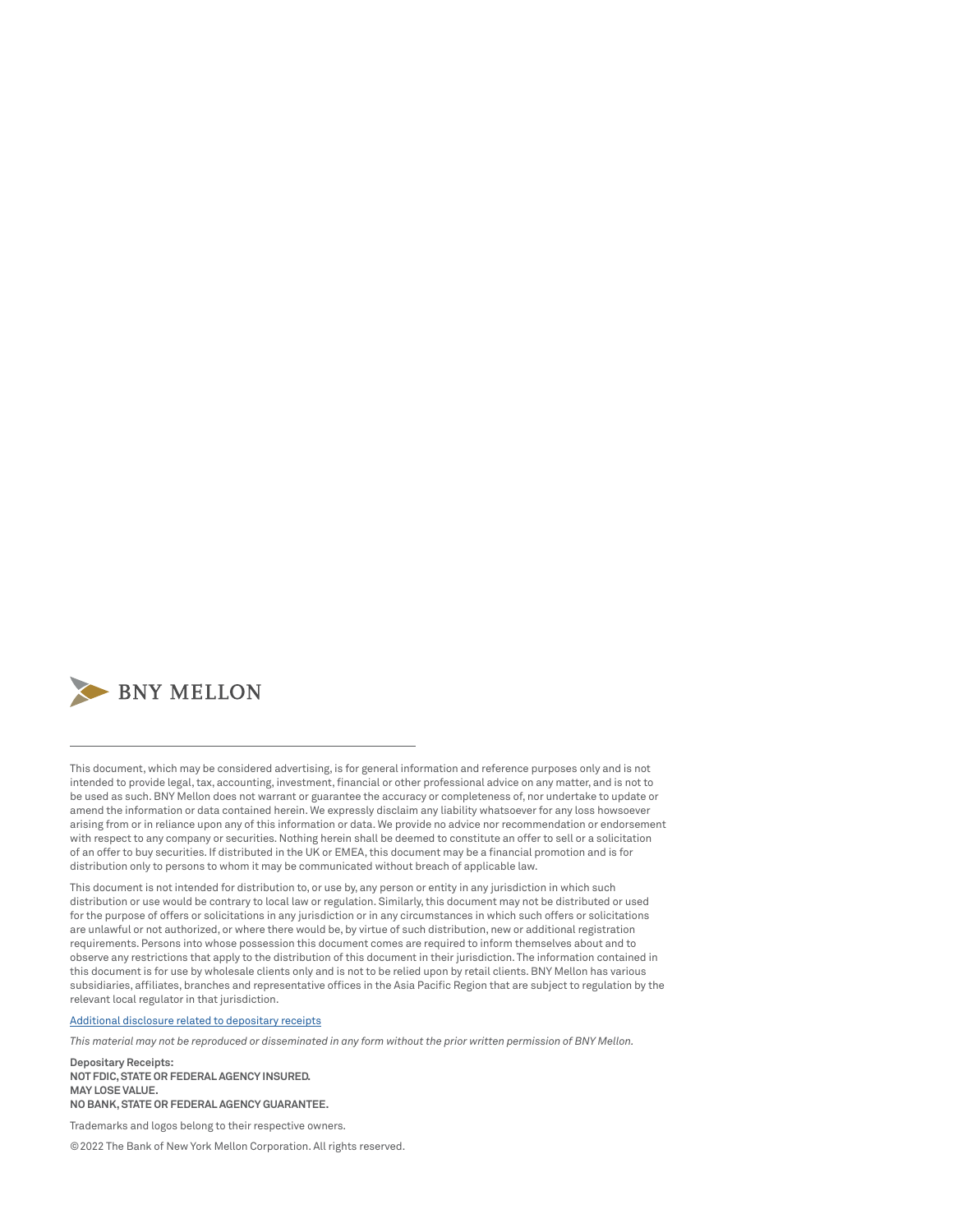BNY MELLON

This document, which may be considered advertising, is for general information and reference purposes only and is not intended to provide legal, tax, accounting, investment, financial or other professional advice on any matter, and is not to be used as such. BNY Mellon does not warrant or guarantee the accuracy or completeness of, nor undertake to update or amend the information or data contained herein. We expressly disclaim any liability whatsoever for any loss howsoever arising from or in reliance upon any of this information or data. We provide no advice nor recommendation or endorsement with respect to any company or securities. Nothing herein shall be deemed to constitute an offer to sell or a solicitation of an offer to buy securities. If distributed in the UK or EMEA, this document may be a financial promotion and is for distribution only to persons to whom it may be communicated without breach of applicable law.

This document is not intended for distribution to, or use by, any person or entity in any jurisdiction in which such distribution or use would be contrary to local law or regulation. Similarly, this document may not be distributed or used for the purpose of offers or solicitations in any jurisdiction or in any circumstances in which such offers or solicitations are unlawful or not authorized, or where there would be, by virtue of such distribution, new or additional registration requirements. Persons into whose possession this document comes are required to inform themselves about and to observe any restrictions that apply to the distribution of this document in their jurisdiction. The information contained in this document is for use by wholesale clients only and is not to be relied upon by retail clients. BNY Mellon has various subsidiaries, affiliates, branches and representative offices in the Asia Pacific Region that are subject to regulation by the relevant local regulator in that jurisdiction.

Additional disclosure related to depositary receipts

*This material may not be reproduced or disseminated in any form without the prior written permission of BNY Mellon.*

**Depositary Receipts:**
**NOT FDIC, STATE OR FEDERAL AGENCY INSURED.**
**MAY LOSE VALUE.**
**NO BANK, STATE OR FEDERAL AGENCY GUARANTEE.**

Trademarks and logos belong to their respective owners.

©2022 The Bank of New York Mellon Corporation. All rights reserved.